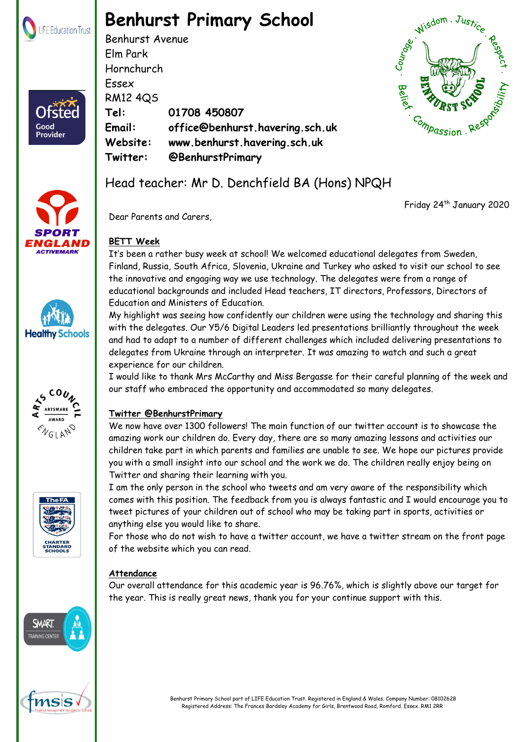# Benhurst Primary School

Benhurst Avenue
Elm Park
Hornchurch
Essex
RM12 4QS

**Tel:** **01708 450807**
**Email:** **office@benhurst.havering.sch.uk**
**Website:** **www.benhurst.havering.sch.uk**
**Twitter:** **@BenhurstPrimary**

Head teacher: Mr D. Denchfield BA (Hons) NPQH

Friday 24th January 2020

Dear Parents and Carers,

## BETT Week

It's been a rather busy week at school! We welcomed educational delegates from Sweden, Finland, Russia, South Africa, Slovenia, Ukraine and Turkey who asked to visit our school to see the innovative and engaging way we use technology. The delegates were from a range of educational backgrounds and included Head teachers, IT directors, Professors, Directors of Education and Ministers of Education.

My highlight was seeing how confidently our children were using the technology and sharing this with the delegates. Our Y5/6 Digital Leaders led presentations brilliantly throughout the week and had to adapt to a number of different challenges which included delivering presentations to delegates from Ukraine through an interpreter. It was amazing to watch and such a great experience for our children.

I would like to thank Mrs McCarthy and Miss Bergasse for their careful planning of the week and our staff who embraced the opportunity and accommodated so many delegates.

## Twitter @BenhurstPrimary

We now have over 1300 followers! The main function of our twitter account is to showcase the amazing work our children do. Every day, there are so many amazing lessons and activities our children take part in which parents and families are unable to see. We hope our pictures provide you with a small insight into our school and the work we do. The children really enjoy being on Twitter and sharing their learning with you.

I am the only person in the school who tweets and am very aware of the responsibility which comes with this position. The feedback from you is always fantastic and I would encourage you to tweet pictures of your children out of school who may be taking part in sports, activities or anything else you would like to share.

For those who do not wish to have a twitter account, we have a twitter stream on the front page of the website which you can read.

## Attendance

Our overall attendance for this academic year is 96.76%, which is slightly above our target for the year. This is really great news, thank you for your continue support with this.

Benhurst Primary School part of LIFE Education Trust. Registered in England & Wales. Company Number: 08102628
Registered Address: The Frances Bardsley Academy for Girls, Brentwood Road, Romford. Essex. RM1 2RR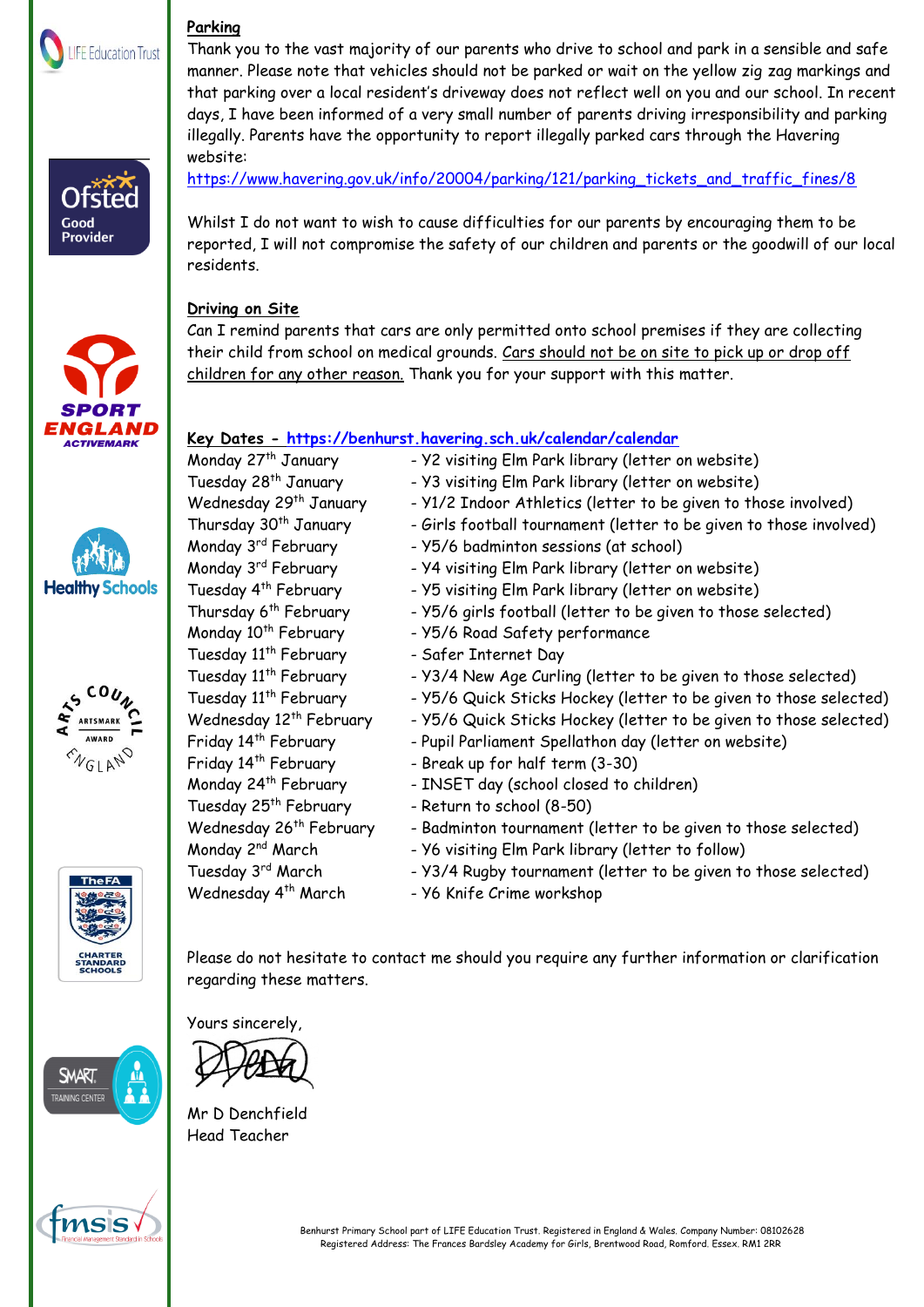**Parking**

Thank you to the vast majority of our parents who drive to school and park in a sensible and safe manner. Please note that vehicles should not be parked or wait on the yellow zig zag markings and that parking over a local resident's driveway does not reflect well on you and our school. In recent days, I have been informed of a very small number of parents driving irresponsibility and parking illegally. Parents have the opportunity to report illegally parked cars through the Havering website:
https://www.havering.gov.uk/info/20004/parking/121/parking_tickets_and_traffic_fines/8

Whilst I do not want to wish to cause difficulties for our parents by encouraging them to be reported, I will not compromise the safety of our children and parents or the goodwill of our local residents.

**Driving on Site**

Can I remind parents that cars are only permitted onto school premises if they are collecting their child from school on medical grounds. Cars should not be on site to pick up or drop off children for any other reason. Thank you for your support with this matter.

**Key Dates - https://benhurst.havering.sch.uk/calendar/calendar**

| | |
|---|---|
| Monday 27th January | - Y2 visiting Elm Park library (letter on website) |
| Tuesday 28th January | - Y3 visiting Elm Park library (letter on website) |
| Wednesday 29th January | - Y1/2 Indoor Athletics (letter to be given to those involved) |
| Thursday 30th January | - Girls football tournament (letter to be given to those involved) |
| Monday 3rd February | - Y5/6 badminton sessions (at school) |
| Monday 3rd February | - Y4 visiting Elm Park library (letter on website) |
| Tuesday 4th February | - Y5 visiting Elm Park library (letter on website) |
| Thursday 6th February | - Y5/6 girls football (letter to be given to those selected) |
| Monday 10th February | - Y5/6 Road Safety performance |
| Tuesday 11th February | - Safer Internet Day |
| Tuesday 11th February | - Y3/4 New Age Curling (letter to be given to those selected) |
| Tuesday 11th February | - Y5/6 Quick Sticks Hockey (letter to be given to those selected) |
| Wednesday 12th February | - Y5/6 Quick Sticks Hockey (letter to be given to those selected) |
| Friday 14th February | - Pupil Parliament Spellathon day (letter on website) |
| Friday 14th February | - Break up for half term (3-30) |
| Monday 24th February | - INSET day (school closed to children) |
| Tuesday 25th February | - Return to school (8-50) |
| Wednesday 26th February | - Badminton tournament (letter to be given to those selected) |
| Monday 2nd March | - Y6 visiting Elm Park library (letter to follow) |
| Tuesday 3rd March | - Y3/4 Rugby tournament (letter to be given to those selected) |
| Wednesday 4th March | - Y6 Knife Crime workshop |

Please do not hesitate to contact me should you require any further information or clarification regarding these matters.

Yours sincerely,

Mr D Denchfield
Head Teacher

Benhurst Primary School part of LIFE Education Trust. Registered in England & Wales. Company Number: 08102628
Registered Address: The Frances Bardsley Academy for Girls, Brentwood Road, Romford. Essex. RM1 2RR